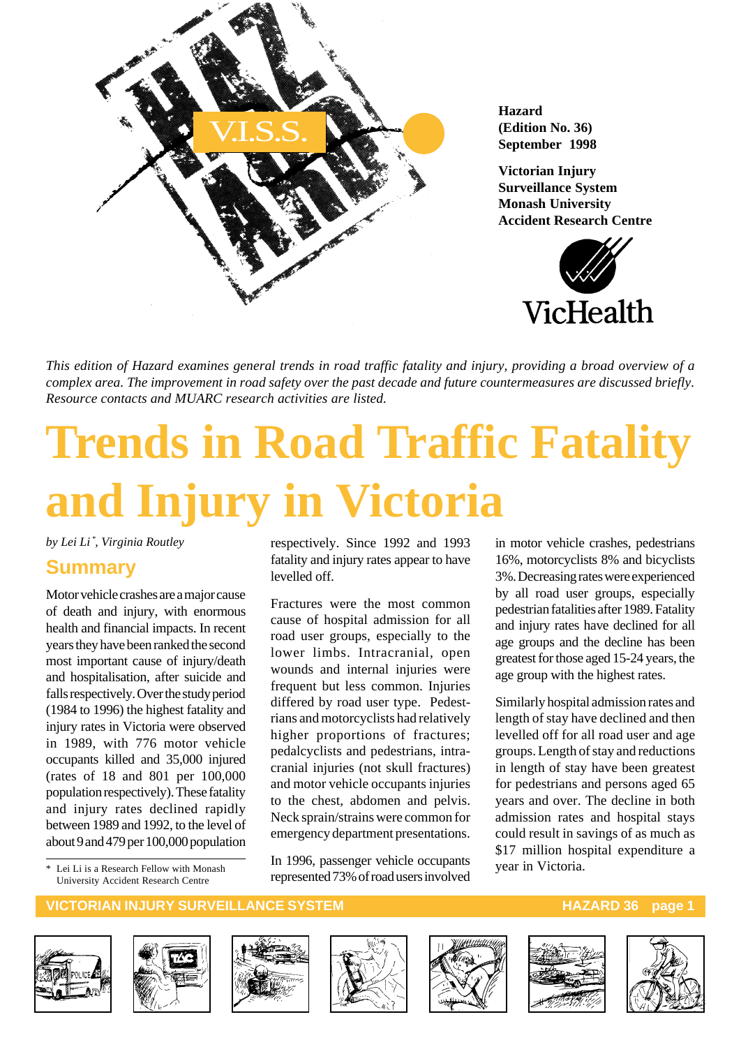Hazard
(Edition No. 36)
September 1998

Victorian Injury Surveillance System
Monash University
Accident Research Centre

*This edition of Hazard examines general trends in road traffic fatality and injury, providing a broad overview of a complex area. The improvement in road safety over the past decade and future countermeasures are discussed briefly. Resource contacts and MUARC research activities are listed.*

# Trends in Road Traffic Fatality and Injury in Victoria

*by Lei Li\*, Virginia Routley*

## Summary

Motor vehicle crashes are a major cause of death and injury, with enormous health and financial impacts. In recent years they have been ranked the second most important cause of injury/death and hospitalisation, after suicide and falls respectively. Over the study period (1984 to 1996) the highest fatality and injury rates in Victoria were observed in 1989, with 776 motor vehicle occupants killed and 35,000 injured (rates of 18 and 801 per 100,000 population respectively). These fatality and injury rates declined rapidly between 1989 and 1992, to the level of about 9 and 479 per 100,000 population respectively. Since 1992 and 1993 fatality and injury rates appear to have levelled off.

Fractures were the most common cause of hospital admission for all road user groups, especially to the lower limbs. Intracranial, open wounds and internal injuries were frequent but less common. Injuries differed by road user type. Pedestrians and motorcyclists had relatively higher proportions of fractures; pedalcyclists and pedestrians, intracranial injuries (not skull fractures) and motor vehicle occupants injuries to the chest, abdomen and pelvis. Neck sprain/strains were common for emergency department presentations.

In 1996, passenger vehicle occupants represented 73% of road users involved in motor vehicle crashes, pedestrians 16%, motorcyclists 8% and bicyclists 3%. Decreasing rates were experienced by all road user groups, especially pedestrian fatalities after 1989. Fatality and injury rates have declined for all age groups and the decline has been greatest for those aged 15-24 years, the age group with the highest rates.

Similarly hospital admission rates and length of stay have declined and then levelled off for all road user and age groups. Length of stay and reductions in length of stay have been greatest for pedestrians and persons aged 65 years and over. The decline in both admission rates and hospital stays could result in savings of as much as $17 million hospital expenditure a year in Victoria.

\* Lei Li is a Research Fellow with Monash University Accident Research Centre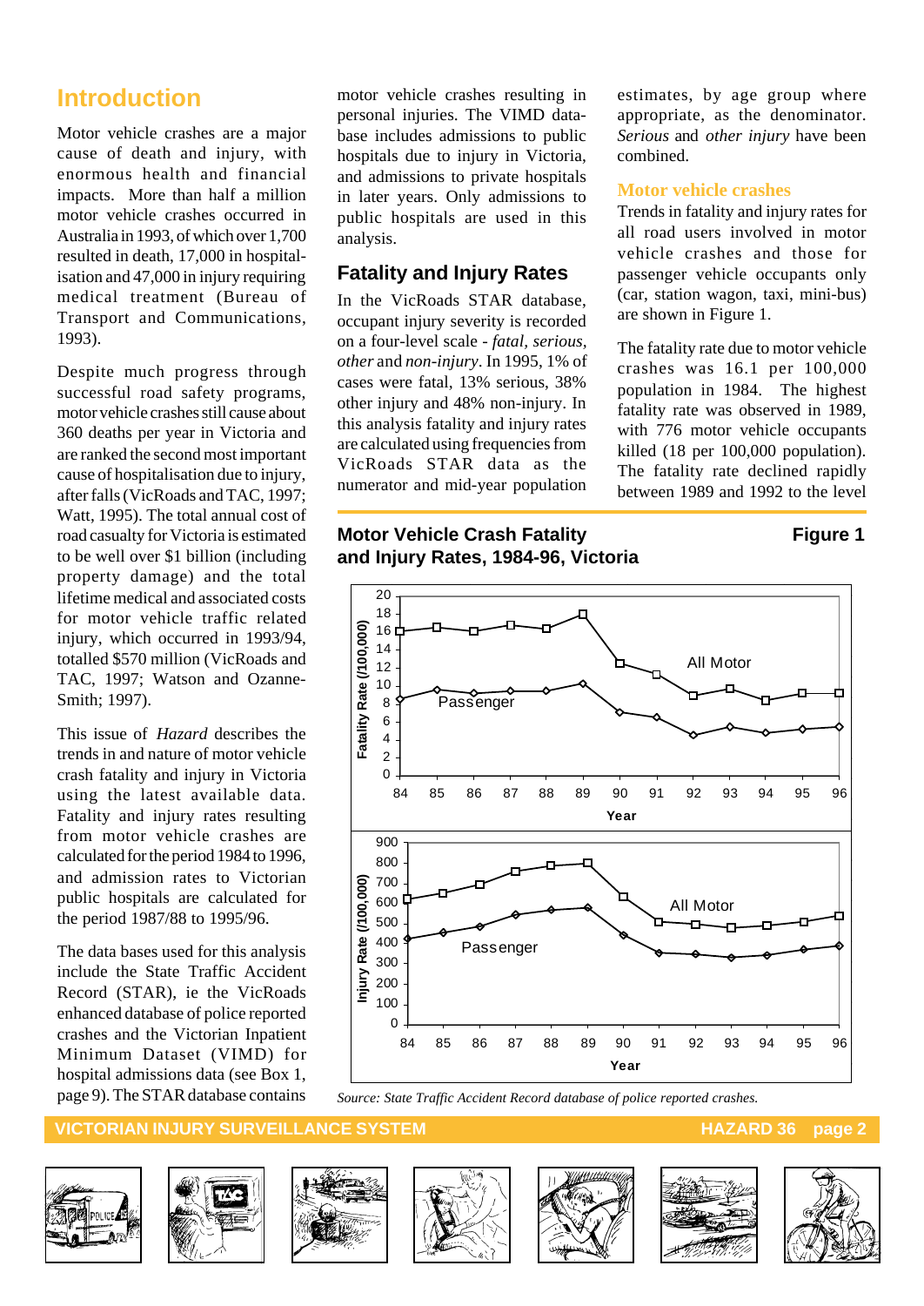# Introduction

Motor vehicle crashes are a major cause of death and injury, with enormous health and financial impacts. More than half a million motor vehicle crashes occurred in Australia in 1993, of which over 1,700 resulted in death, 17,000 in hospitalisation and 47,000 in injury requiring medical treatment (Bureau of Transport and Communications, 1993).

Despite much progress through successful road safety programs, motor vehicle crashes still cause about 360 deaths per year in Victoria and are ranked the second most important cause of hospitalisation due to injury, after falls (VicRoads and TAC, 1997; Watt, 1995). The total annual cost of road casualty for Victoria is estimated to be well over $1 billion (including property damage) and the total lifetime medical and associated costs for motor vehicle traffic related injury, which occurred in 1993/94, totalled $570 million (VicRoads and TAC, 1997; Watson and Ozanne-Smith; 1997).

This issue of *Hazard* describes the trends in and nature of motor vehicle crash fatality and injury in Victoria using the latest available data. Fatality and injury rates resulting from motor vehicle crashes are calculated for the period 1984 to 1996, and admission rates to Victorian public hospitals are calculated for the period 1987/88 to 1995/96.

The data bases used for this analysis include the State Traffic Accident Record (STAR), ie the VicRoads enhanced database of police reported crashes and the Victorian Inpatient Minimum Dataset (VIMD) for hospital admissions data (see Box 1, page 9). The STAR database contains motor vehicle crashes resulting in personal injuries. The VIMD database includes admissions to public hospitals due to injury in Victoria, and admissions to private hospitals in later years. Only admissions to public hospitals are used in this analysis.

## Fatality and Injury Rates

In the VicRoads STAR database, occupant injury severity is recorded on a four-level scale - *fatal, serious, other* and *non-injury*. In 1995, 1% of cases were fatal, 13% serious, 38% other injury and 48% non-injury. In this analysis fatality and injury rates are calculated using frequencies from VicRoads STAR data as the numerator and mid-year population estimates, by age group where appropriate, as the denominator. *Serious* and *other injury* have been combined.

### Motor vehicle crashes

Trends in fatality and injury rates for all road users involved in motor vehicle crashes and those for passenger vehicle occupants only (car, station wagon, taxi, mini-bus) are shown in Figure 1.

The fatality rate due to motor vehicle crashes was 16.1 per 100,000 population in 1984. The highest fatality rate was observed in 1989, with 776 motor vehicle occupants killed (18 per 100,000 population). The fatality rate declined rapidly between 1989 and 1992 to the level

**Motor Vehicle Crash Fatality and Injury Rates, 1984-96, Victoria** — **Figure 1**

*Source: State Traffic Accident Record database of police reported crashes.*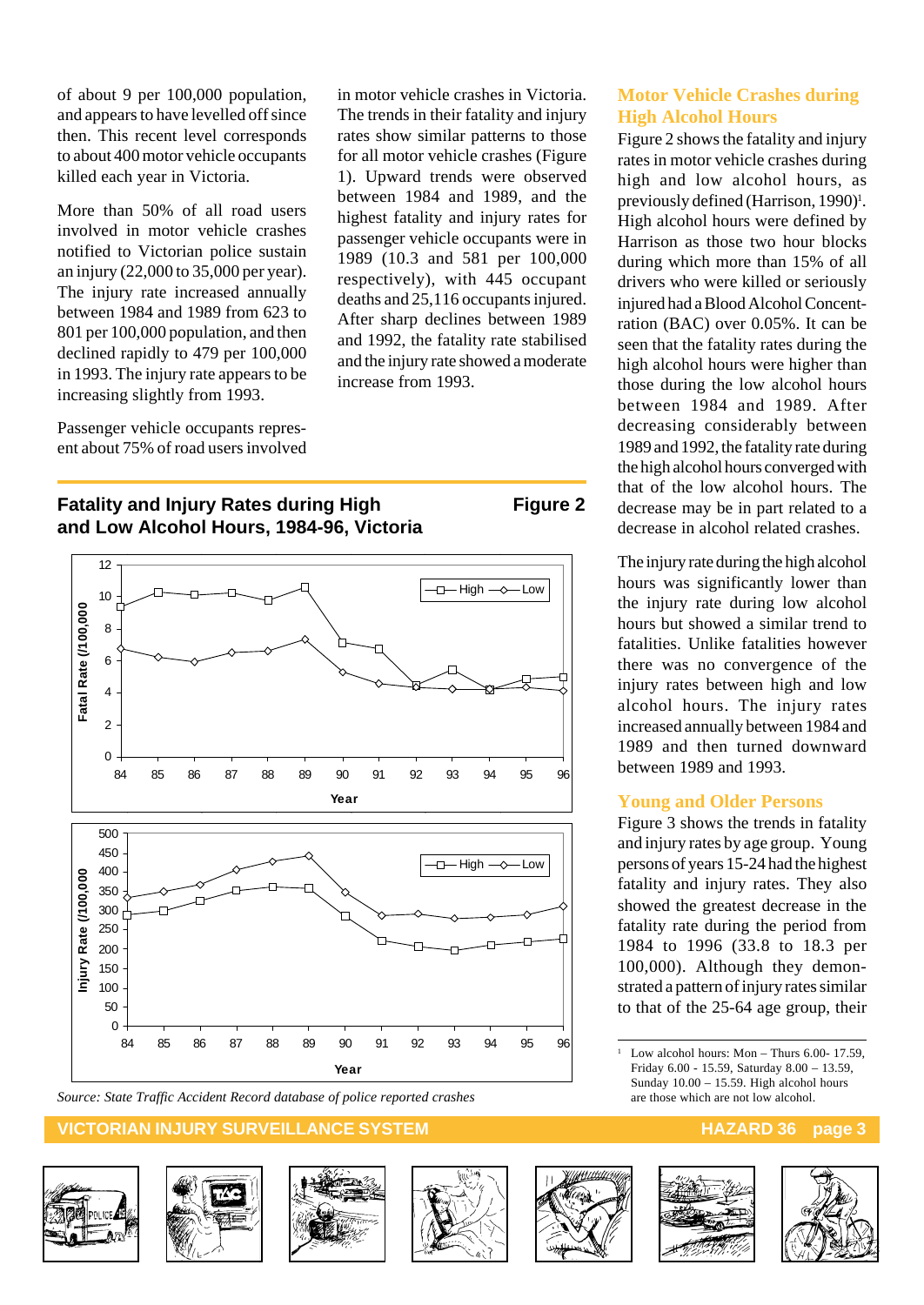of about 9 per 100,000 population, and appears to have levelled off since then. This recent level corresponds to about 400 motor vehicle occupants killed each year in Victoria.

More than 50% of all road users involved in motor vehicle crashes notified to Victorian police sustain an injury (22,000 to 35,000 per year). The injury rate increased annually between 1984 and 1989 from 623 to 801 per 100,000 population, and then declined rapidly to 479 per 100,000 in 1993. The injury rate appears to be increasing slightly from 1993.

Passenger vehicle occupants represent about 75% of road users involved in motor vehicle crashes in Victoria. The trends in their fatality and injury rates show similar patterns to those for all motor vehicle crashes (Figure 1). Upward trends were observed between 1984 and 1989, and the highest fatality and injury rates for passenger vehicle occupants were in 1989 (10.3 and 581 per 100,000 respectively), with 445 occupant deaths and 25,116 occupants injured. After sharp declines between 1989 and 1992, the fatality rate stabilised and the injury rate showed a moderate increase from 1993.

**Fatality and Injury Rates during High and Low Alcohol Hours, 1984-96, Victoria** — **Figure 2**

*Source: State Traffic Accident Record database of police reported crashes*

## Motor Vehicle Crashes during High Alcohol Hours

Figure 2 shows the fatality and injury rates in motor vehicle crashes during high and low alcohol hours, as previously defined (Harrison, 1990)[1]. High alcohol hours were defined by Harrison as those two hour blocks during which more than 15% of all drivers who were killed or seriously injured had a Blood Alcohol Concentration (BAC) over 0.05%. It can be seen that the fatality rates during the high alcohol hours were higher than those during the low alcohol hours between 1984 and 1989. After decreasing considerably between 1989 and 1992, the fatality rate during the high alcohol hours converged with that of the low alcohol hours. The decrease may be in part related to a decrease in alcohol related crashes.

The injury rate during the high alcohol hours was significantly lower than the injury rate during low alcohol hours but showed a similar trend to fatalities. Unlike fatalities however there was no convergence of the injury rates between high and low alcohol hours. The injury rates increased annually between 1984 and 1989 and then turned downward between 1989 and 1993.

## Young and Older Persons

Figure 3 shows the trends in fatality and injury rates by age group. Young persons of years 15-24 had the highest fatality and injury rates. They also showed the greatest decrease in the fatality rate during the period from 1984 to 1996 (33.8 to 18.3 per 100,000). Although they demonstrated a pattern of injury rates similar to that of the 25-64 age group, their

[1] Low alcohol hours: Mon – Thurs 6.00- 17.59, Friday 6.00 - 15.59, Saturday 8.00 – 13.59, Sunday 10.00 – 15.59. High alcohol hours are those which are not low alcohol.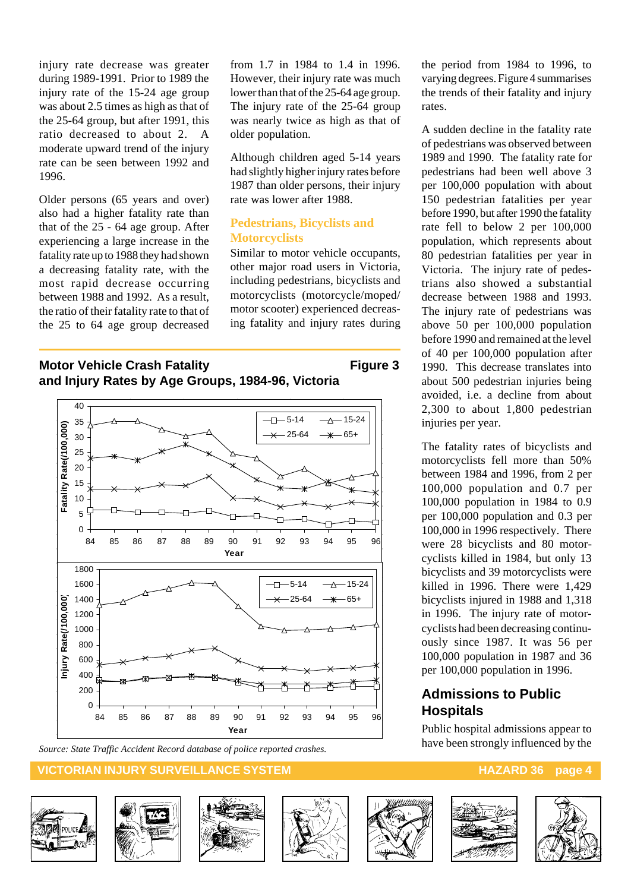injury rate decrease was greater during 1989-1991. Prior to 1989 the injury rate of the 15-24 age group was about 2.5 times as high as that of the 25-64 group, but after 1991, this ratio decreased to about 2. A moderate upward trend of the injury rate can be seen between 1992 and 1996.

Older persons (65 years and over) also had a higher fatality rate than that of the 25 - 64 age group. After experiencing a large increase in the fatality rate up to 1988 they had shown a decreasing fatality rate, with the most rapid decrease occurring between 1988 and 1992. As a result, the ratio of their fatality rate to that of the 25 to 64 age group decreased from 1.7 in 1984 to 1.4 in 1996. However, their injury rate was much lower than that of the 25-64 age group. The injury rate of the 25-64 group was nearly twice as high as that of older population.

Although children aged 5-14 years had slightly higher injury rates before 1987 than older persons, their injury rate was lower after 1988.

### Pedestrians, Bicyclists and Motorcyclists

Similar to motor vehicle occupants, other major road users in Victoria, including pedestrians, bicyclists and motorcyclists (motorcycle/moped/motor scooter) experienced decreasing fatality and injury rates during the period from 1984 to 1996, to varying degrees. Figure 4 summarises the trends of their fatality and injury rates.

A sudden decline in the fatality rate of pedestrians was observed between 1989 and 1990. The fatality rate for pedestrians had been well above 3 per 100,000 population with about 150 pedestrian fatalities per year before 1990, but after 1990 the fatality rate fell to below 2 per 100,000 population, which represents about 80 pedestrian fatalities per year in Victoria. The injury rate of pedestrians also showed a substantial decrease between 1988 and 1993. The injury rate of pedestrians was above 50 per 100,000 population before 1990 and remained at the level of 40 per 100,000 population after 1990. This decrease translates into about 500 pedestrian injuries being avoided, i.e. a decline from about 2,300 to about 1,800 pedestrian injuries per year.

The fatality rates of bicyclists and motorcyclists fell more than 50% between 1984 and 1996, from 2 per 100,000 population and 0.7 per 100,000 population in 1984 to 0.9 per 100,000 population and 0.3 per 100,000 in 1996 respectively. There were 28 bicyclists and 80 motorcyclists killed in 1984, but only 13 bicyclists and 39 motorcyclists were killed in 1996. There were 1,429 bicyclists injured in 1988 and 1,318 in 1996. The injury rate of motorcyclists had been decreasing continuously since 1987. It was 56 per 100,000 population in 1987 and 36 per 100,000 population in 1996.

**Motor Vehicle Crash Fatality and Injury Rates by Age Groups, 1984-96, Victoria** — **Figure 3**

*Source: State Traffic Accident Record database of police reported crashes.*

## Admissions to Public Hospitals

Public hospital admissions appear to have been strongly influenced by the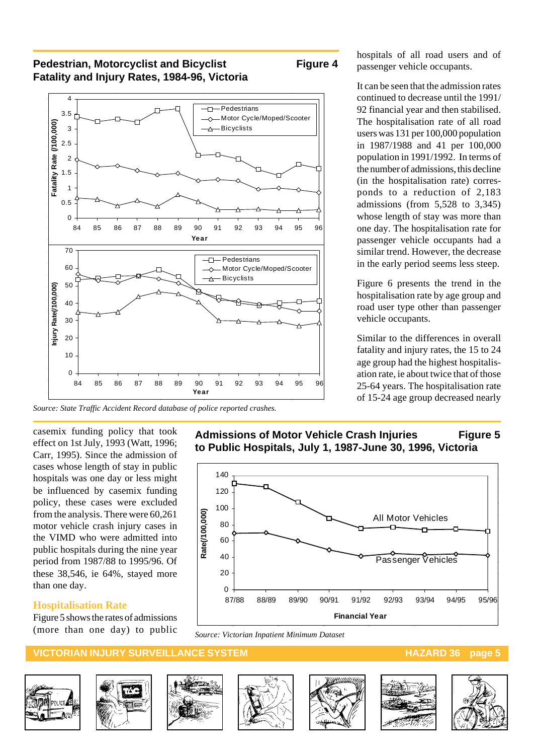**Pedestrian, Motorcyclist and Bicyclist Fatality and Injury Rates, 1984-96, Victoria** **Figure 4**

*Source: State Traffic Accident Record database of police reported crashes.*

hospitals of all road users and of passenger vehicle occupants.

It can be seen that the admission rates continued to decrease until the 1991/92 financial year and then stabilised. The hospitalisation rate of all road users was 131 per 100,000 population in 1987/1988 and 41 per 100,000 population in 1991/1992. In terms of the number of admissions, this decline (in the hospitalisation rate) corresponds to a reduction of 2,183 admissions (from 5,528 to 3,345) whose length of stay was more than one day. The hospitalisation rate for passenger vehicle occupants had a similar trend. However, the decrease in the early period seems less steep.

Figure 6 presents the trend in the hospitalisation rate by age group and road user type other than passenger vehicle occupants.

Similar to the differences in overall fatality and injury rates, the 15 to 24 age group had the highest hospitalisation rate, ie about twice that of those 25-64 years. The hospitalisation rate of 15-24 age group decreased nearly

casemix funding policy that took effect on 1st July, 1993 (Watt, 1996; Carr, 1995). Since the admission of cases whose length of stay in public hospitals was one day or less might be influenced by casemix funding policy, these cases were excluded from the analysis. There were 60,261 motor vehicle crash injury cases in the VIMD who were admitted into public hospitals during the nine year period from 1987/88 to 1995/96. Of these 38,546, ie 64%, stayed more than one day.

## Hospitalisation Rate

Figure 5 shows the rates of admissions (more than one day) to public

**Admissions of Motor Vehicle Crash Injuries to Public Hospitals, July 1, 1987-June 30, 1996, Victoria** **Figure 5**

*Source: Victorian Inpatient Minimum Dataset*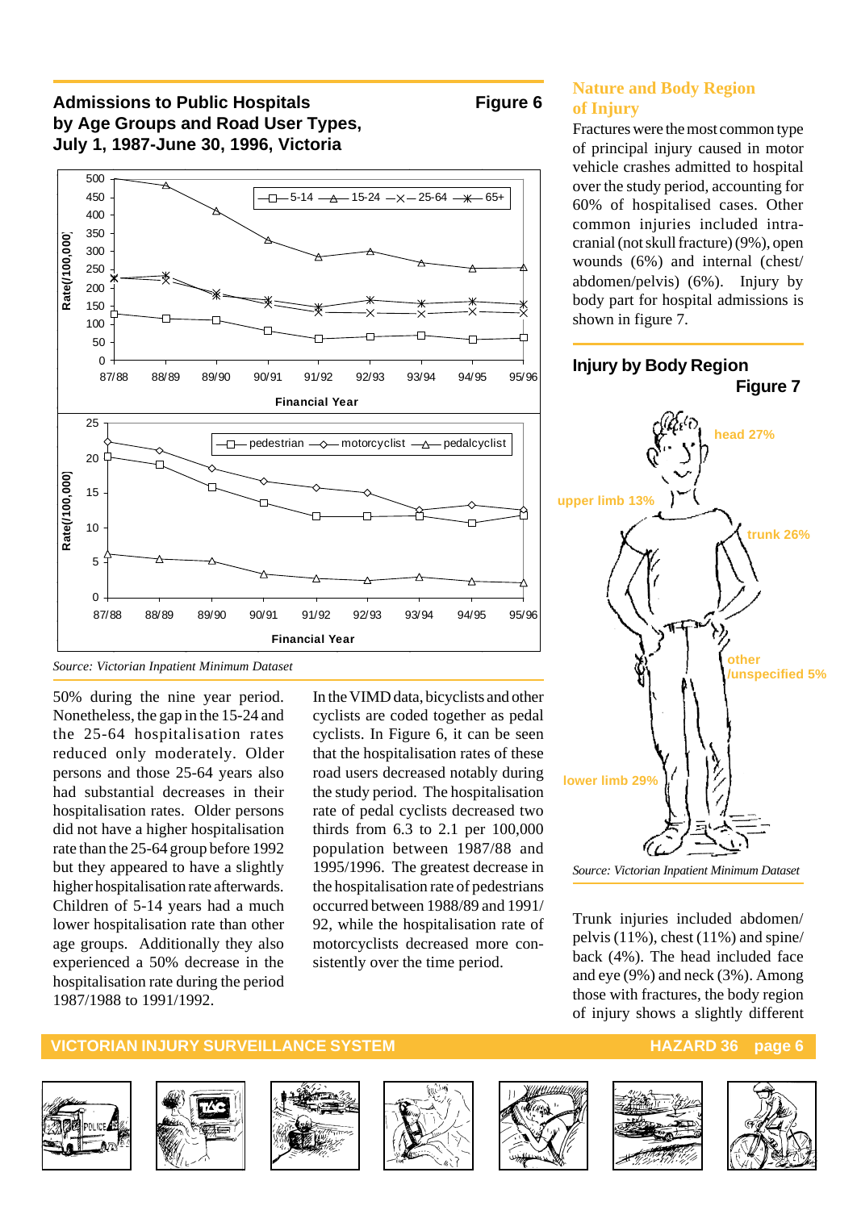## Admissions to Public Hospitals by Age Groups and Road User Types, July 1, 1987-June 30, 1996, Victoria

**Figure 6**

*Source: Victorian Inpatient Minimum Dataset*

50% during the nine year period. Nonetheless, the gap in the 15-24 and the 25-64 hospitalisation rates reduced only moderately. Older persons and those 25-64 years also had substantial decreases in their hospitalisation rates. Older persons did not have a higher hospitalisation rate than the 25-64 group before 1992 but they appeared to have a slightly higher hospitalisation rate afterwards. Children of 5-14 years had a much lower hospitalisation rate than other age groups. Additionally they also experienced a 50% decrease in the hospitalisation rate during the period 1987/1988 to 1991/1992.

In the VIMD data, bicyclists and other cyclists are coded together as pedal cyclists. In Figure 6, it can be seen that the hospitalisation rates of these road users decreased notably during the study period. The hospitalisation rate of pedal cyclists decreased two thirds from 6.3 to 2.1 per 100,000 population between 1987/88 and 1995/1996. The greatest decrease in the hospitalisation rate of pedestrians occurred between 1988/89 and 1991/92, while the hospitalisation rate of motorcyclists decreased more consistently over the time period.

## Nature and Body Region of Injury

Fractures were the most common type of principal injury caused in motor vehicle crashes admitted to hospital over the study period, accounting for 60% of hospitalised cases. Other common injuries included intra-cranial (not skull fracture) (9%), open wounds (6%) and internal (chest/ abdomen/pelvis) (6%). Injury by body part for hospital admissions is shown in figure 7.

## Injury by Body Region

**Figure 7**

*Source: Victorian Inpatient Minimum Dataset*

Trunk injuries included abdomen/ pelvis (11%), chest (11%) and spine/ back (4%). The head included face and eye (9%) and neck (3%). Among those with fractures, the body region of injury shows a slightly different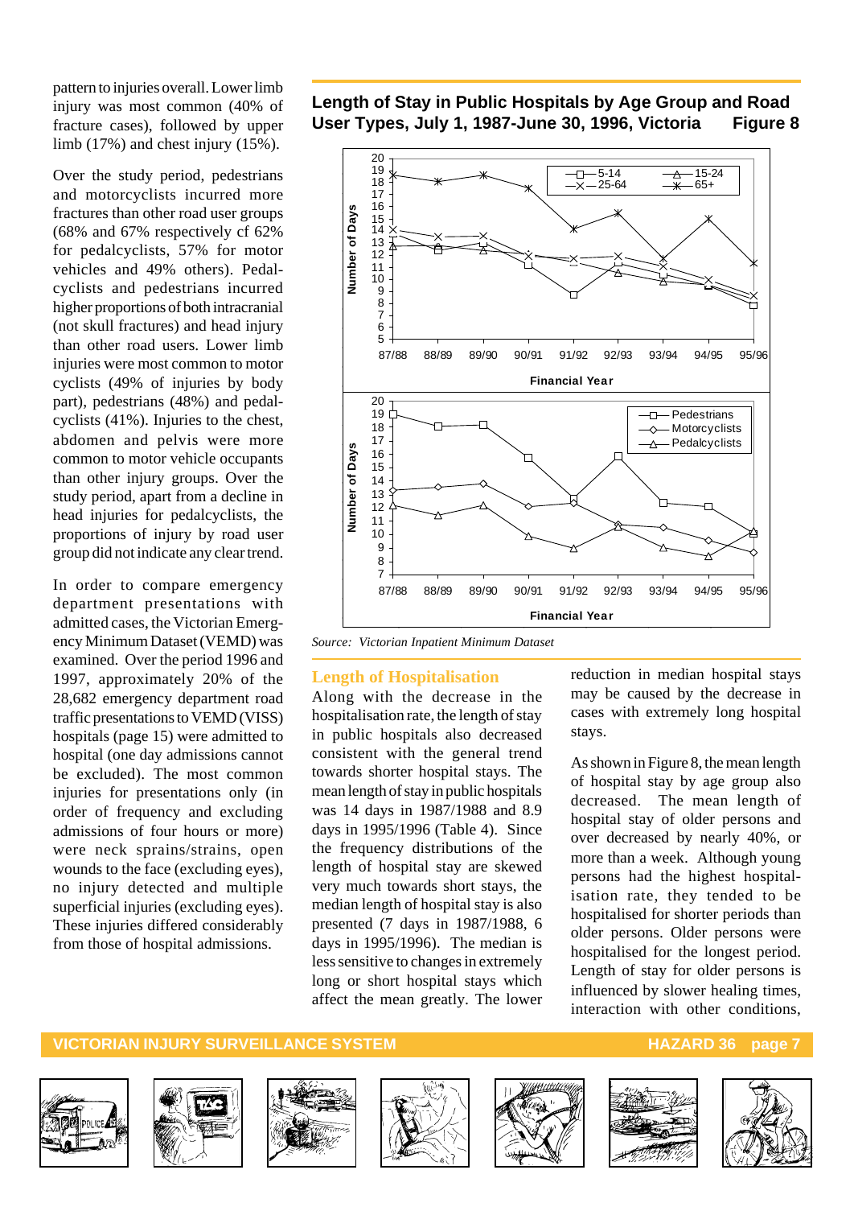pattern to injuries overall. Lower limb injury was most common (40% of fracture cases), followed by upper limb (17%) and chest injury (15%).

Over the study period, pedestrians and motorcyclists incurred more fractures than other road user groups (68% and 67% respectively cf 62% for pedalcyclists, 57% for motor vehicles and 49% others). Pedalcyclists and pedestrians incurred higher proportions of both intracranial (not skull fractures) and head injury than other road users. Lower limb injuries were most common to motor cyclists (49% of injuries by body part), pedestrians (48%) and pedalcyclists (41%). Injuries to the chest, abdomen and pelvis were more common to motor vehicle occupants than other injury groups. Over the study period, apart from a decline in head injuries for pedalcyclists, the proportions of injury by road user group did not indicate any clear trend.

In order to compare emergency department presentations with admitted cases, the Victorian Emergency Minimum Dataset (VEMD) was examined. Over the period 1996 and 1997, approximately 20% of the 28,682 emergency department road traffic presentations to VEMD (VISS) hospitals (page 15) were admitted to hospital (one day admissions cannot be excluded). The most common injuries for presentations only (in order of frequency and excluding admissions of four hours or more) were neck sprains/strains, open wounds to the face (excluding eyes), no injury detected and multiple superficial injuries (excluding eyes). These injuries differed considerably from those of hospital admissions.

**Length of Stay in Public Hospitals by Age Group and Road User Types, July 1, 1987-June 30, 1996, Victoria Figure 8**

*Source: Victorian Inpatient Minimum Dataset*

## Length of Hospitalisation

Along with the decrease in the hospitalisation rate, the length of stay in public hospitals also decreased consistent with the general trend towards shorter hospital stays. The mean length of stay in public hospitals was 14 days in 1987/1988 and 8.9 days in 1995/1996 (Table 4). Since the frequency distributions of the length of hospital stay are skewed very much towards short stays, the median length of hospital stay is also presented (7 days in 1987/1988, 6 days in 1995/1996). The median is less sensitive to changes in extremely long or short hospital stays which affect the mean greatly. The lower reduction in median hospital stays may be caused by the decrease in cases with extremely long hospital stays.

As shown in Figure 8, the mean length of hospital stay by age group also decreased. The mean length of hospital stay of older persons and over decreased by nearly 40%, or more than a week. Although young persons had the highest hospitalisation rate, they tended to be hospitalised for shorter periods than older persons. Older persons were hospitalised for the longest period. Length of stay for older persons is influenced by slower healing times, interaction with other conditions,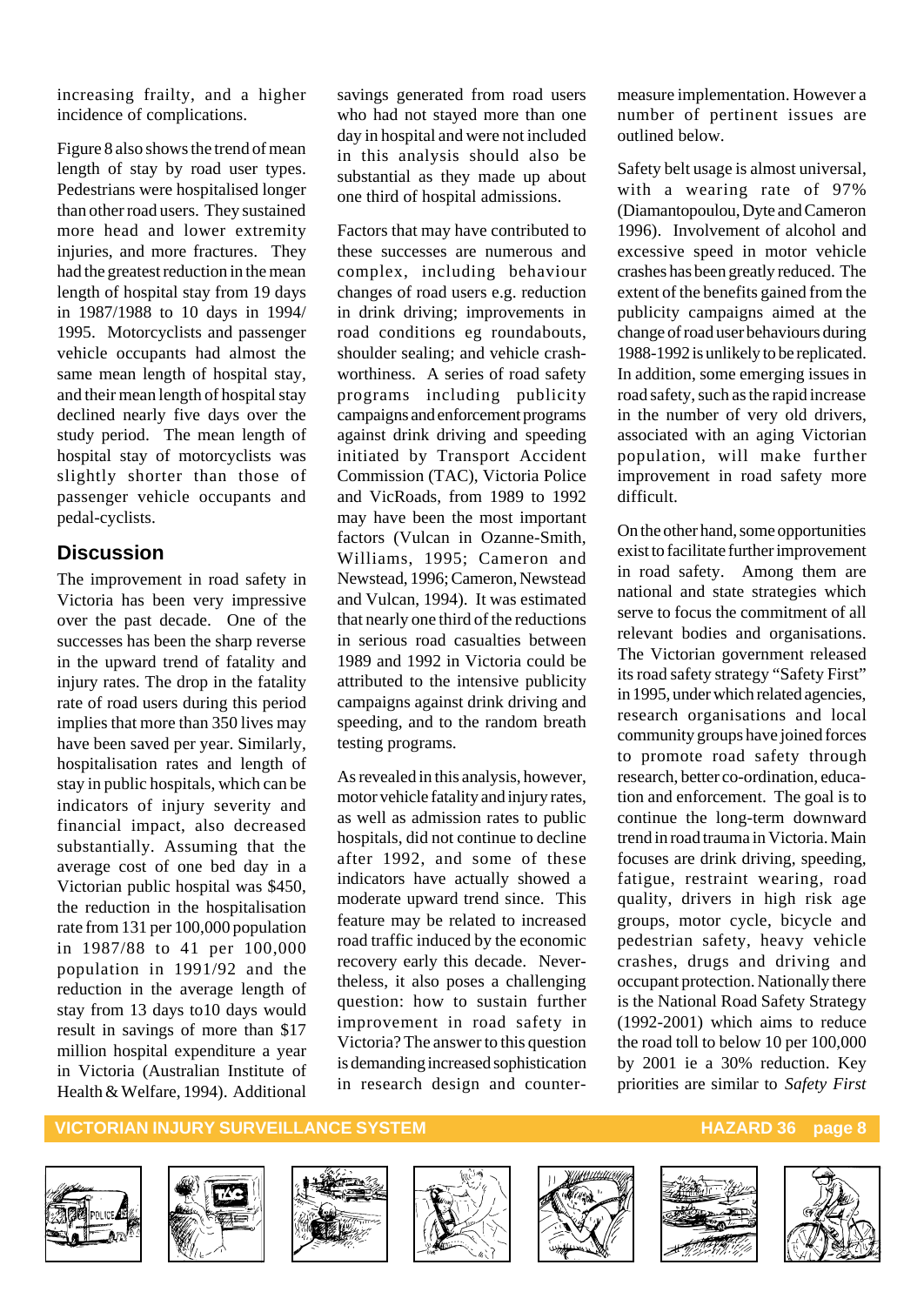increasing frailty, and a higher incidence of complications.

Figure 8 also shows the trend of mean length of stay by road user types. Pedestrians were hospitalised longer than other road users. They sustained more head and lower extremity injuries, and more fractures. They had the greatest reduction in the mean length of hospital stay from 19 days in 1987/1988 to 10 days in 1994/1995. Motorcyclists and passenger vehicle occupants had almost the same mean length of hospital stay, and their mean length of hospital stay declined nearly five days over the study period. The mean length of hospital stay of motorcyclists was slightly shorter than those of passenger vehicle occupants and pedal-cyclists.

## Discussion

The improvement in road safety in Victoria has been very impressive over the past decade. One of the successes has been the sharp reverse in the upward trend of fatality and injury rates. The drop in the fatality rate of road users during this period implies that more than 350 lives may have been saved per year. Similarly, hospitalisation rates and length of stay in public hospitals, which can be indicators of injury severity and financial impact, also decreased substantially. Assuming that the average cost of one bed day in a Victorian public hospital was $450, the reduction in the hospitalisation rate from 131 per 100,000 population in 1987/88 to 41 per 100,000 population in 1991/92 and the reduction in the average length of stay from 13 days to10 days would result in savings of more than $17 million hospital expenditure a year in Victoria (Australian Institute of Health & Welfare, 1994). Additional savings generated from road users who had not stayed more than one day in hospital and were not included in this analysis should also be substantial as they made up about one third of hospital admissions.

Factors that may have contributed to these successes are numerous and complex, including behaviour changes of road users e.g. reduction in drink driving; improvements in road conditions eg roundabouts, shoulder sealing; and vehicle crash-worthiness. A series of road safety programs including publicity campaigns and enforcement programs against drink driving and speeding initiated by Transport Accident Commission (TAC), Victoria Police and VicRoads, from 1989 to 1992 may have been the most important factors (Vulcan in Ozanne-Smith, Williams, 1995; Cameron and Newstead, 1996; Cameron, Newstead and Vulcan, 1994). It was estimated that nearly one third of the reductions in serious road casualties between 1989 and 1992 in Victoria could be attributed to the intensive publicity campaigns against drink driving and speeding, and to the random breath testing programs.

As revealed in this analysis, however, motor vehicle fatality and injury rates, as well as admission rates to public hospitals, did not continue to decline after 1992, and some of these indicators have actually showed a moderate upward trend since. This feature may be related to increased road traffic induced by the economic recovery early this decade. Nevertheless, it also poses a challenging question: how to sustain further improvement in road safety in Victoria? The answer to this question is demanding increased sophistication in research design and counter-measure implementation. However a number of pertinent issues are outlined below.

Safety belt usage is almost universal, with a wearing rate of 97% (Diamantopoulou, Dyte and Cameron 1996). Involvement of alcohol and excessive speed in motor vehicle crashes has been greatly reduced. The extent of the benefits gained from the publicity campaigns aimed at the change of road user behaviours during 1988-1992 is unlikely to be replicated. In addition, some emerging issues in road safety, such as the rapid increase in the number of very old drivers, associated with an aging Victorian population, will make further improvement in road safety more difficult.

On the other hand, some opportunities exist to facilitate further improvement in road safety. Among them are national and state strategies which serve to focus the commitment of all relevant bodies and organisations. The Victorian government released its road safety strategy "Safety First" in 1995, under which related agencies, research organisations and local community groups have joined forces to promote road safety through research, better co-ordination, education and enforcement. The goal is to continue the long-term downward trend in road trauma in Victoria. Main focuses are drink driving, speeding, fatigue, restraint wearing, road quality, drivers in high risk age groups, motor cycle, bicycle and pedestrian safety, heavy vehicle crashes, drugs and driving and occupant protection. Nationally there is the National Road Safety Strategy (1992-2001) which aims to reduce the road toll to below 10 per 100,000 by 2001 ie a 30% reduction. Key priorities are similar to *Safety First*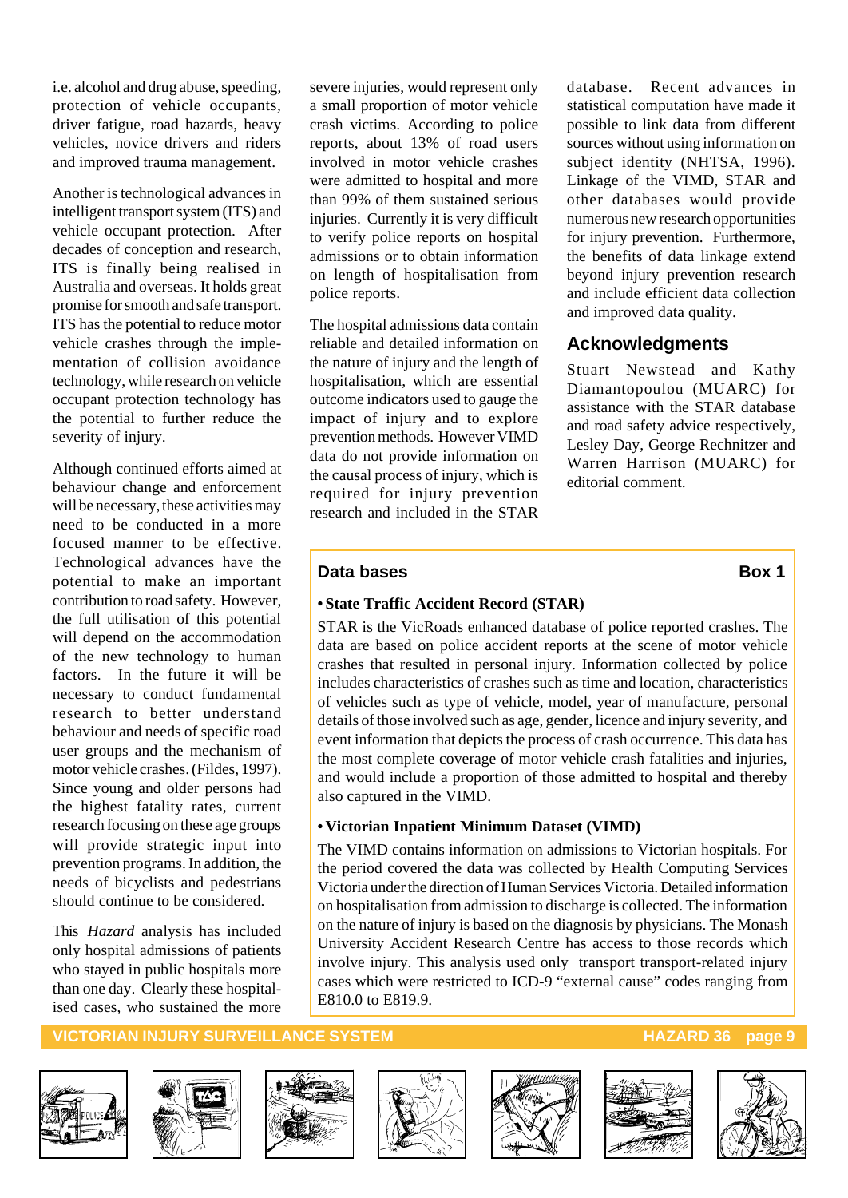i.e. alcohol and drug abuse, speeding, protection of vehicle occupants, driver fatigue, road hazards, heavy vehicles, novice drivers and riders and improved trauma management.

Another is technological advances in intelligent transport system (ITS) and vehicle occupant protection. After decades of conception and research, ITS is finally being realised in Australia and overseas. It holds great promise for smooth and safe transport. ITS has the potential to reduce motor vehicle crashes through the implementation of collision avoidance technology, while research on vehicle occupant protection technology has the potential to further reduce the severity of injury.

Although continued efforts aimed at behaviour change and enforcement will be necessary, these activities may need to be conducted in a more focused manner to be effective. Technological advances have the potential to make an important contribution to road safety. However, the full utilisation of this potential will depend on the accommodation of the new technology to human factors. In the future it will be necessary to conduct fundamental research to better understand behaviour and needs of specific road user groups and the mechanism of motor vehicle crashes. (Fildes, 1997). Since young and older persons had the highest fatality rates, current research focusing on these age groups will provide strategic input into prevention programs. In addition, the needs of bicyclists and pedestrians should continue to be considered.

This *Hazard* analysis has included only hospital admissions of patients who stayed in public hospitals more than one day. Clearly these hospitalised cases, who sustained the more severe injuries, would represent only a small proportion of motor vehicle crash victims. According to police reports, about 13% of road users involved in motor vehicle crashes were admitted to hospital and more than 99% of them sustained serious injuries. Currently it is very difficult to verify police reports on hospital admissions or to obtain information on length of hospitalisation from police reports.

The hospital admissions data contain reliable and detailed information on the nature of injury and the length of hospitalisation, which are essential outcome indicators used to gauge the impact of injury and to explore prevention methods. However VIMD data do not provide information on the causal process of injury, which is required for injury prevention research and included in the STAR database. Recent advances in statistical computation have made it possible to link data from different sources without using information on subject identity (NHTSA, 1996). Linkage of the VIMD, STAR and other databases would provide numerous new research opportunities for injury prevention. Furthermore, the benefits of data linkage extend beyond injury prevention research and include efficient data collection and improved data quality.

## Acknowledgments

Stuart Newstead and Kathy Diamantopoulou (MUARC) for assistance with the STAR database and road safety advice respectively, Lesley Day, George Rechnitzer and Warren Harrison (MUARC) for editorial comment.

## Data bases — Box 1

**• State Traffic Accident Record (STAR)**

STAR is the VicRoads enhanced database of police reported crashes. The data are based on police accident reports at the scene of motor vehicle crashes that resulted in personal injury. Information collected by police includes characteristics of crashes such as time and location, characteristics of vehicles such as type of vehicle, model, year of manufacture, personal details of those involved such as age, gender, licence and injury severity, and event information that depicts the process of crash occurrence. This data has the most complete coverage of motor vehicle crash fatalities and injuries, and would include a proportion of those admitted to hospital and thereby also captured in the VIMD.

**• Victorian Inpatient Minimum Dataset (VIMD)**

The VIMD contains information on admissions to Victorian hospitals. For the period covered the data was collected by Health Computing Services Victoria under the direction of Human Services Victoria. Detailed information on hospitalisation from admission to discharge is collected. The information on the nature of injury is based on the diagnosis by physicians. The Monash University Accident Research Centre has access to those records which involve injury. This analysis used only transport transport-related injury cases which were restricted to ICD-9 "external cause" codes ranging from E810.0 to E819.9.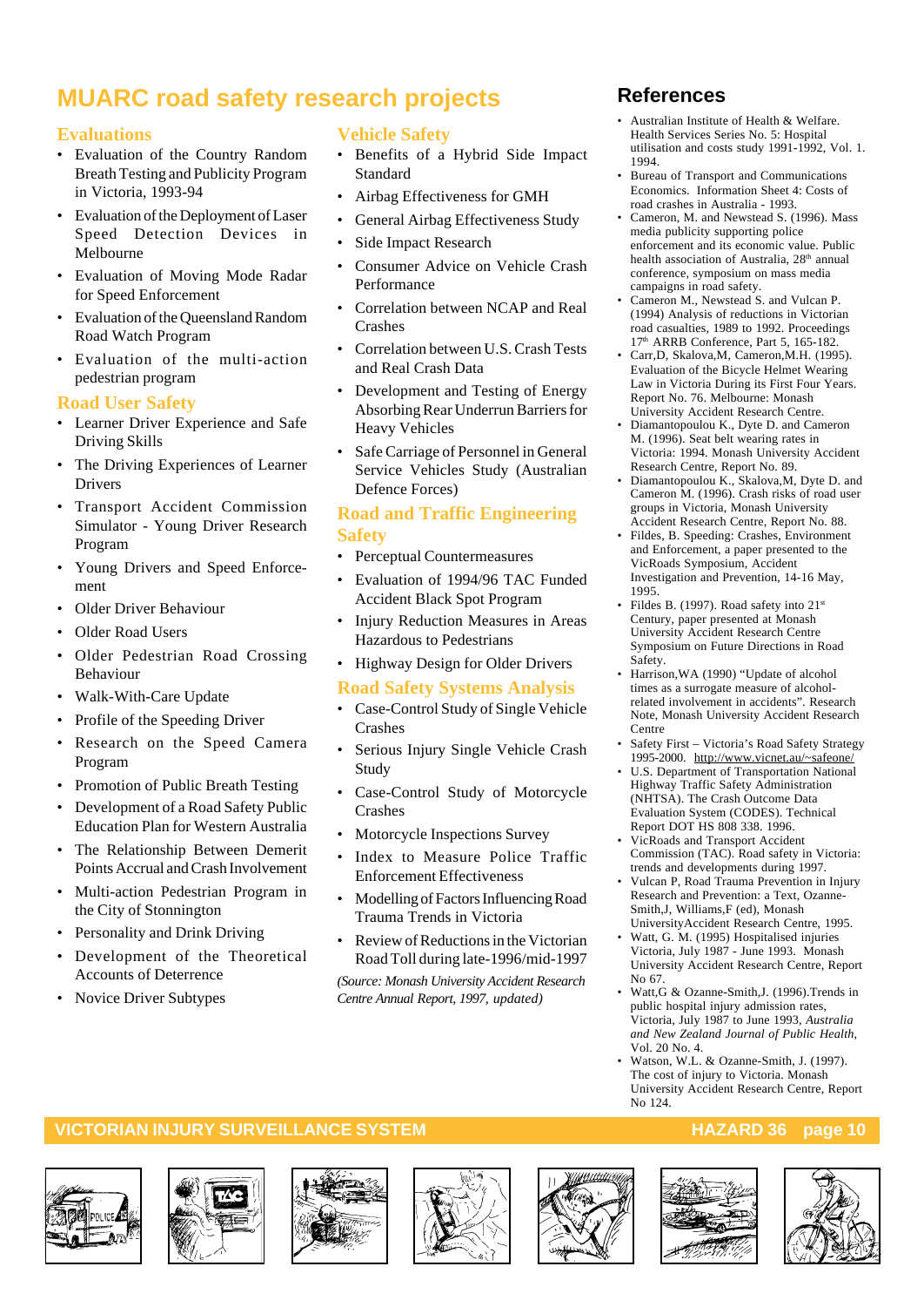# MUARC road safety research projects

## Evaluations

- Evaluation of the Country Random Breath Testing and Publicity Program in Victoria, 1993-94
- Evaluation of the Deployment of Laser Speed Detection Devices in Melbourne
- Evaluation of Moving Mode Radar for Speed Enforcement
- Evaluation of the Queensland Random Road Watch Program
- Evaluation of the multi-action pedestrian program

## Road User Safety

- Learner Driver Experience and Safe Driving Skills
- The Driving Experiences of Learner Drivers
- Transport Accident Commission Simulator - Young Driver Research Program
- Young Drivers and Speed Enforcement
- Older Driver Behaviour
- Older Road Users
- Older Pedestrian Road Crossing Behaviour
- Walk-With-Care Update
- Profile of the Speeding Driver
- Research on the Speed Camera Program
- Promotion of Public Breath Testing
- Development of a Road Safety Public Education Plan for Western Australia
- The Relationship Between Demerit Points Accrual and Crash Involvement
- Multi-action Pedestrian Program in the City of Stonnington
- Personality and Drink Driving
- Development of the Theoretical Accounts of Deterrence
- Novice Driver Subtypes

## Vehicle Safety

- Benefits of a Hybrid Side Impact Standard
- Airbag Effectiveness for GMH
- General Airbag Effectiveness Study
- Side Impact Research
- Consumer Advice on Vehicle Crash Performance
- Correlation between NCAP and Real Crashes
- Correlation between U.S. Crash Tests and Real Crash Data
- Development and Testing of Energy Absorbing Rear Underrun Barriers for Heavy Vehicles
- Safe Carriage of Personnel in General Service Vehicles Study (Australian Defence Forces)

## Road and Traffic Engineering Safety

- Perceptual Countermeasures
- Evaluation of 1994/96 TAC Funded Accident Black Spot Program
- Injury Reduction Measures in Areas Hazardous to Pedestrians
- Highway Design for Older Drivers

## Road Safety Systems Analysis

- Case-Control Study of Single Vehicle Crashes
- Serious Injury Single Vehicle Crash Study
- Case-Control Study of Motorcycle Crashes
- Motorcycle Inspections Survey
- Index to Measure Police Traffic Enforcement Effectiveness
- Modelling of Factors Influencing Road Trauma Trends in Victoria
- Review of Reductions in the Victorian Road Toll during late-1996/mid-1997

*(Source: Monash University Accident Research Centre Annual Report, 1997, updated)*

# References

- Australian Institute of Health & Welfare. Health Services Series No. 5: Hospital utilisation and costs study 1991-1992, Vol. 1. 1994.
- Bureau of Transport and Communications Economics. Information Sheet 4: Costs of road crashes in Australia - 1993.
- Cameron, M. and Newstead S. (1996). Mass media publicity supporting police enforcement and its economic value. Public health association of Australia, 28th annual conference, symposium on mass media campaigns in road safety.
- Cameron M., Newstead S. and Vulcan P. (1994) Analysis of reductions in Victorian road casualties, 1989 to 1992. Proceedings 17th ARRB Conference, Part 5, 165-182.
- Carr,D, Skalova,M, Cameron,M.H. (1995). Evaluation of the Bicycle Helmet Wearing Law in Victoria During its First Four Years. Report No. 76. Melbourne: Monash University Accident Research Centre.
- Diamantopoulou K., Dyte D. and Cameron M. (1996). Seat belt wearing rates in Victoria: 1994. Monash University Accident Research Centre, Report No. 89.
- Diamantopoulou K., Skalova,M, Dyte D. and Cameron M. (1996). Crash risks of road user groups in Victoria, Monash University Accident Research Centre, Report No. 88.
- Fildes, B. Speeding: Crashes, Environment and Enforcement, a paper presented to the VicRoads Symposium, Accident Investigation and Prevention, 14-16 May, 1995.
- Fildes B. (1997). Road safety into 21st Century, paper presented at Monash University Accident Research Centre Symposium on Future Directions in Road Safety.
- Harrison,WA (1990) "Update of alcohol times as a surrogate measure of alcohol-related involvement in accidents". Research Note, Monash University Accident Research Centre
- Safety First – Victoria's Road Safety Strategy 1995-2000. http://www.vicnet.au/~safeone/
- U.S. Department of Transportation National Highway Traffic Safety Administration (NHTSA). The Crash Outcome Data Evaluation System (CODES). Technical Report DOT HS 808 338. 1996.
- VicRoads and Transport Accident Commission (TAC). Road safety in Victoria: trends and developments during 1997.
- Vulcan P, Road Trauma Prevention in Injury Research and Prevention: a Text, Ozanne-Smith,J, Williams,F (ed), Monash UniversityAccident Research Centre, 1995.
- Watt, G. M. (1995) Hospitalised injuries Victoria, July 1987 - June 1993. Monash University Accident Research Centre, Report No 67.
- Watt,G & Ozanne-Smith,J. (1996).Trends in public hospital injury admission rates, Victoria, July 1987 to June 1993, *Australia and New Zealand Journal of Public Health*, Vol. 20 No. 4.
- Watson, W.L. & Ozanne-Smith, J. (1997). The cost of injury to Victoria. Monash University Accident Research Centre, Report No 124.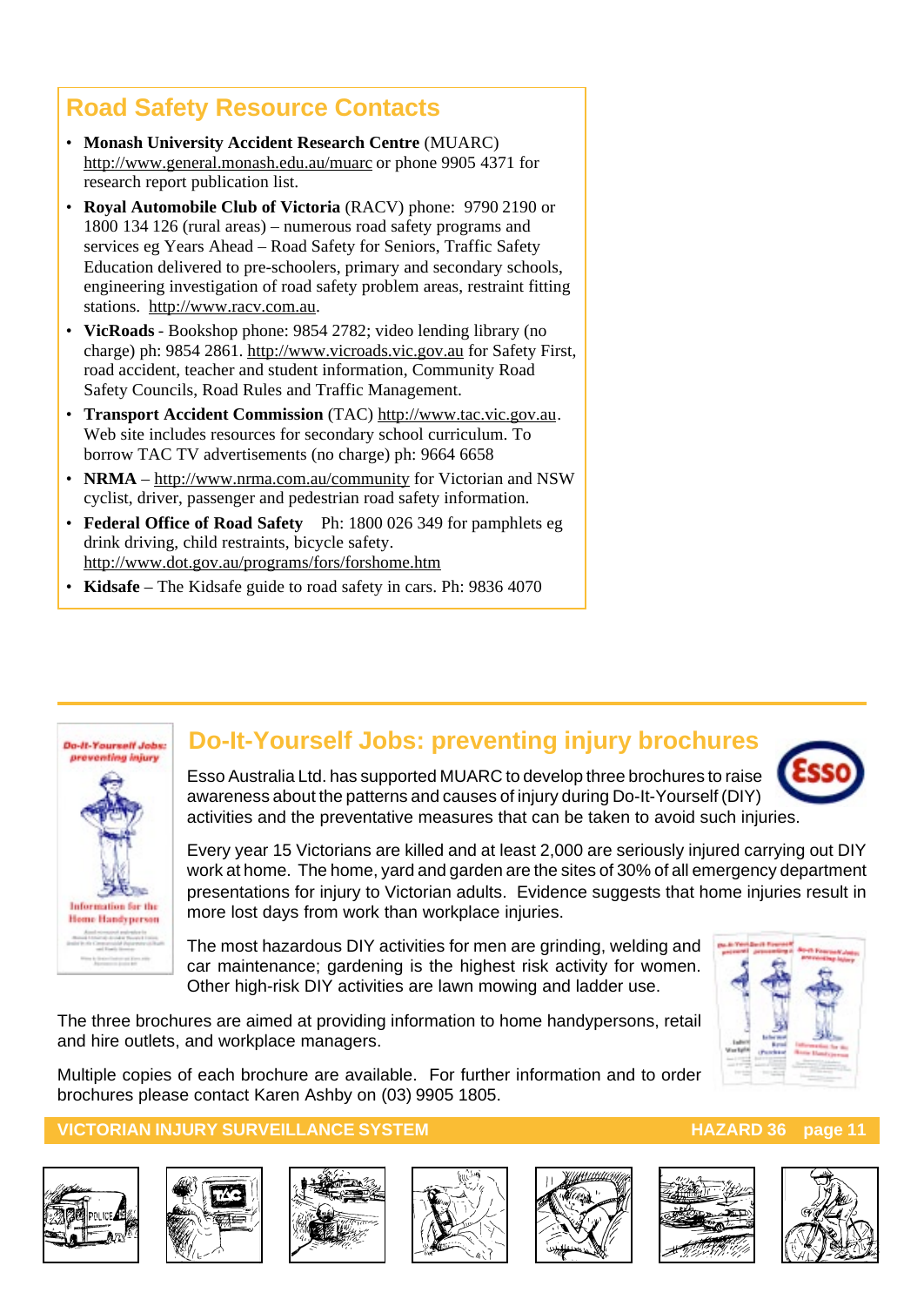## Road Safety Resource Contacts

- **Monash University Accident Research Centre** (MUARC) http://www.general.monash.edu.au/muarc or phone 9905 4371 for research report publication list.
- **Royal Automobile Club of Victoria** (RACV) phone: 9790 2190 or 1800 134 126 (rural areas) – numerous road safety programs and services eg Years Ahead – Road Safety for Seniors, Traffic Safety Education delivered to pre-schoolers, primary and secondary schools, engineering investigation of road safety problem areas, restraint fitting stations. http://www.racv.com.au.
- **VicRoads** - Bookshop phone: 9854 2782; video lending library (no charge) ph: 9854 2861. http://www.vicroads.vic.gov.au for Safety First, road accident, teacher and student information, Community Road Safety Councils, Road Rules and Traffic Management.
- **Transport Accident Commission** (TAC) http://www.tac.vic.gov.au. Web site includes resources for secondary school curriculum. To borrow TAC TV advertisements (no charge) ph: 9664 6658
- **NRMA** – http://www.nrma.com.au/community for Victorian and NSW cyclist, driver, passenger and pedestrian road safety information.
- **Federal Office of Road Safety** Ph: 1800 026 349 for pamphlets eg drink driving, child restraints, bicycle safety. http://www.dot.gov.au/programs/fors/forshome.htm
- **Kidsafe** – The Kidsafe guide to road safety in cars. Ph: 9836 4070

## Do-It-Yourself Jobs: preventing injury brochures

Esso Australia Ltd. has supported MUARC to develop three brochures to raise awareness about the patterns and causes of injury during Do-It-Yourself (DIY) activities and the preventative measures that can be taken to avoid such injuries.

Every year 15 Victorians are killed and at least 2,000 are seriously injured carrying out DIY work at home. The home, yard and garden are the sites of 30% of all emergency department presentations for injury to Victorian adults. Evidence suggests that home injuries result in more lost days from work than workplace injuries.

The most hazardous DIY activities for men are grinding, welding and car maintenance; gardening is the highest risk activity for women. Other high-risk DIY activities are lawn mowing and ladder use.

The three brochures are aimed at providing information to home handypersons, retail and hire outlets, and workplace managers.

Multiple copies of each brochure are available. For further information and to order brochures please contact Karen Ashby on (03) 9905 1805.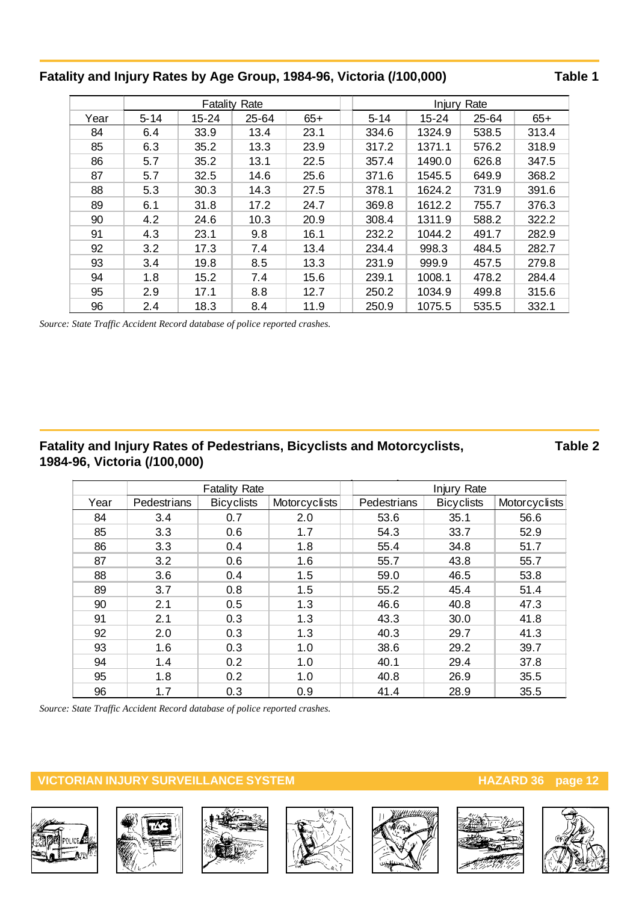## Fatality and Injury Rates by Age Group, 1984-96, Victoria (/100,000)

**Table 1**

| | Fatality Rate | | | | Injury Rate | | | |
|---|---|---|---|---|---|---|---|---|
| Year | 5-14 | 15-24 | 25-64 | 65+ | 5-14 | 15-24 | 25-64 | 65+ |
| 84 | 6.4 | 33.9 | 13.4 | 23.1 | 334.6 | 1324.9 | 538.5 | 313.4 |
| 85 | 6.3 | 35.2 | 13.3 | 23.9 | 317.2 | 1371.1 | 576.2 | 318.9 |
| 86 | 5.7 | 35.2 | 13.1 | 22.5 | 357.4 | 1490.0 | 626.8 | 347.5 |
| 87 | 5.7 | 32.5 | 14.6 | 25.6 | 371.6 | 1545.5 | 649.9 | 368.2 |
| 88 | 5.3 | 30.3 | 14.3 | 27.5 | 378.1 | 1624.2 | 731.9 | 391.6 |
| 89 | 6.1 | 31.8 | 17.2 | 24.7 | 369.8 | 1612.2 | 755.7 | 376.3 |
| 90 | 4.2 | 24.6 | 10.3 | 20.9 | 308.4 | 1311.9 | 588.2 | 322.2 |
| 91 | 4.3 | 23.1 | 9.8 | 16.1 | 232.2 | 1044.2 | 491.7 | 282.9 |
| 92 | 3.2 | 17.3 | 7.4 | 13.4 | 234.4 | 998.3 | 484.5 | 282.7 |
| 93 | 3.4 | 19.8 | 8.5 | 13.3 | 231.9 | 999.9 | 457.5 | 279.8 |
| 94 | 1.8 | 15.2 | 7.4 | 15.6 | 239.1 | 1008.1 | 478.2 | 284.4 |
| 95 | 2.9 | 17.1 | 8.8 | 12.7 | 250.2 | 1034.9 | 499.8 | 315.6 |
| 96 | 2.4 | 18.3 | 8.4 | 11.9 | 250.9 | 1075.5 | 535.5 | 332.1 |

*Source: State Traffic Accident Record database of police reported crashes.*

## Fatality and Injury Rates of Pedestrians, Bicyclists and Motorcyclists, 1984-96, Victoria (/100,000)

**Table 2**

| | Fatality Rate | | | Injury Rate | | |
|---|---|---|---|---|---|---|
| Year | Pedestrians | Bicyclists | Motorcyclists | Pedestrians | Bicyclists | Motorcyclists |
| 84 | 3.4 | 0.7 | 2.0 | 53.6 | 35.1 | 56.6 |
| 85 | 3.3 | 0.6 | 1.7 | 54.3 | 33.7 | 52.9 |
| 86 | 3.3 | 0.4 | 1.8 | 55.4 | 34.8 | 51.7 |
| 87 | 3.2 | 0.6 | 1.6 | 55.7 | 43.8 | 55.7 |
| 88 | 3.6 | 0.4 | 1.5 | 59.0 | 46.5 | 53.8 |
| 89 | 3.7 | 0.8 | 1.5 | 55.2 | 45.4 | 51.4 |
| 90 | 2.1 | 0.5 | 1.3 | 46.6 | 40.8 | 47.3 |
| 91 | 2.1 | 0.3 | 1.3 | 43.3 | 30.0 | 41.8 |
| 92 | 2.0 | 0.3 | 1.3 | 40.3 | 29.7 | 41.3 |
| 93 | 1.6 | 0.3 | 1.0 | 38.6 | 29.2 | 39.7 |
| 94 | 1.4 | 0.2 | 1.0 | 40.1 | 29.4 | 37.8 |
| 95 | 1.8 | 0.2 | 1.0 | 40.8 | 26.9 | 35.5 |
| 96 | 1.7 | 0.3 | 0.9 | 41.4 | 28.9 | 35.5 |

*Source: State Traffic Accident Record database of police reported crashes.*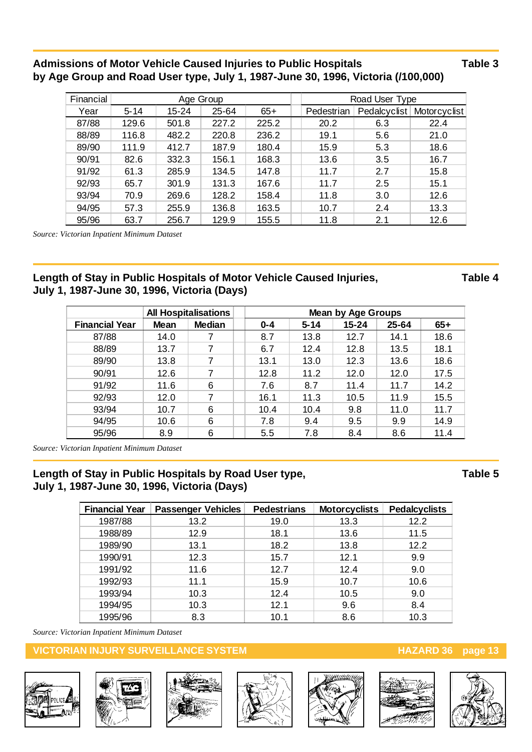## Admissions of Motor Vehicle Caused Injuries to Public Hospitals by Age Group and Road User type, July 1, 1987-June 30, 1996, Victoria (/100,000)

**Table 3**

| Financial | Age Group | | | | Road User Type | | |
|---|---|---|---|---|---|---|---|
| Year | 5-14 | 15-24 | 25-64 | 65+ | Pedestrian | Pedalcyclist | Motorcyclist |
| 87/88 | 129.6 | 501.8 | 227.2 | 225.2 | 20.2 | 6.3 | 22.4 |
| 88/89 | 116.8 | 482.2 | 220.8 | 236.2 | 19.1 | 5.6 | 21.0 |
| 89/90 | 111.9 | 412.7 | 187.9 | 180.4 | 15.9 | 5.3 | 18.6 |
| 90/91 | 82.6 | 332.3 | 156.1 | 168.3 | 13.6 | 3.5 | 16.7 |
| 91/92 | 61.3 | 285.9 | 134.5 | 147.8 | 11.7 | 2.7 | 15.8 |
| 92/93 | 65.7 | 301.9 | 131.3 | 167.6 | 11.7 | 2.5 | 15.1 |
| 93/94 | 70.9 | 269.6 | 128.2 | 158.4 | 11.8 | 3.0 | 12.6 |
| 94/95 | 57.3 | 255.9 | 136.8 | 163.5 | 10.7 | 2.4 | 13.3 |
| 95/96 | 63.7 | 256.7 | 129.9 | 155.5 | 11.8 | 2.1 | 12.6 |

*Source: Victorian Inpatient Minimum Dataset*

## Length of Stay in Public Hospitals of Motor Vehicle Caused Injuries, July 1, 1987-June 30, 1996, Victoria (Days)

**Table 4**

| | All Hospitalisations | | Mean by Age Groups | | | | |
|---|---|---|---|---|---|---|---|
| **Financial Year** | **Mean** | **Median** | **0-4** | **5-14** | **15-24** | **25-64** | **65+** |
| 87/88 | 14.0 | 7 | 8.7 | 13.8 | 12.7 | 14.1 | 18.6 |
| 88/89 | 13.7 | 7 | 6.7 | 12.4 | 12.8 | 13.5 | 18.1 |
| 89/90 | 13.8 | 7 | 13.1 | 13.0 | 12.3 | 13.6 | 18.6 |
| 90/91 | 12.6 | 7 | 12.8 | 11.2 | 12.0 | 12.0 | 17.5 |
| 91/92 | 11.6 | 6 | 7.6 | 8.7 | 11.4 | 11.7 | 14.2 |
| 92/93 | 12.0 | 7 | 16.1 | 11.3 | 10.5 | 11.9 | 15.5 |
| 93/94 | 10.7 | 6 | 10.4 | 10.4 | 9.8 | 11.0 | 11.7 |
| 94/95 | 10.6 | 6 | 7.8 | 9.4 | 9.5 | 9.9 | 14.9 |
| 95/96 | 8.9 | 6 | 5.5 | 7.8 | 8.4 | 8.6 | 11.4 |

*Source: Victorian Inpatient Minimum Dataset*

## Length of Stay in Public Hospitals by Road User type, July 1, 1987-June 30, 1996, Victoria (Days)

**Table 5**

| Financial Year | Passenger Vehicles | Pedestrians | Motorcyclists | Pedalcyclists |
|---|---|---|---|---|
| 1987/88 | 13.2 | 19.0 | 13.3 | 12.2 |
| 1988/89 | 12.9 | 18.1 | 13.6 | 11.5 |
| 1989/90 | 13.1 | 18.2 | 13.8 | 12.2 |
| 1990/91 | 12.3 | 15.7 | 12.1 | 9.9 |
| 1991/92 | 11.6 | 12.7 | 12.4 | 9.0 |
| 1992/93 | 11.1 | 15.9 | 10.7 | 10.6 |
| 1993/94 | 10.3 | 12.4 | 10.5 | 9.0 |
| 1994/95 | 10.3 | 12.1 | 9.6 | 8.4 |
| 1995/96 | 8.3 | 10.1 | 8.6 | 10.3 |

*Source: Victorian Inpatient Minimum Dataset*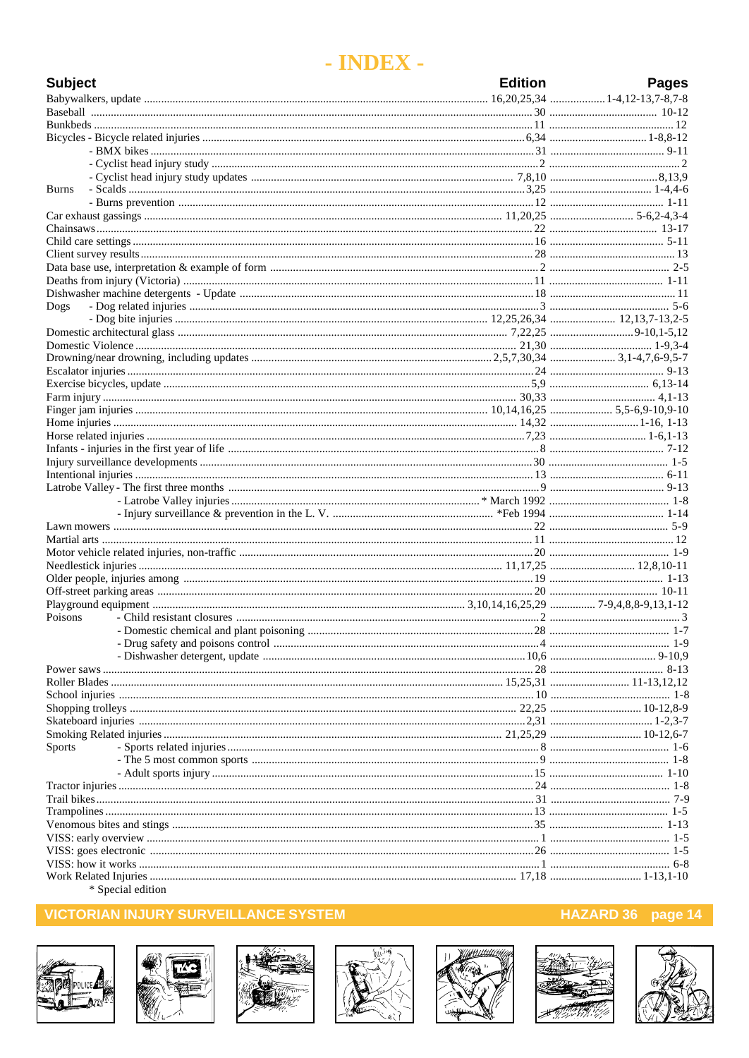# - INDEX -

| Subject | | Edition | Pages |
|---|---|---|---|
| Babywalkers, update | | 16,20,25,34 | 1-4,12-13,7-8,7-8 |
| Baseball | | 30 | 10-12 |
| Bunkbeds | | 11 | 12 |
| Bicycles | - Bicycle related injuries | 6,34 | 1-8,8-12 |
| | - BMX bikes | 31 | 9-11 |
| | - Cyclist head injury study | 2 | 2 |
| | - Cyclist head injury study updates | 7,8,10 | 8,13,9 |
| Burns | - Scalds | 3,25 | 1-4,4-6 |
| | - Burns prevention | 12 | 1-11 |
| Car exhaust gassings | | 11,20,25 | 5-6,2-4,3-4 |
| Chainsaws | | 22 | 13-17 |
| Child care settings | | 16 | 5-11 |
| Client survey results | | 28 | 13 |
| Data base use, interpretation & example of form | | 2 | 2-5 |
| Deaths from injury (Victoria) | | 11 | 1-11 |
| Dishwasher machine detergents - Update | | 18 | 11 |
| Dogs | - Dog related injuries | 3 | 5-6 |
| | - Dog bite injuries | 12,25,26,34 | 12,13,7-13,2-5 |
| Domestic architectural glass | | 7,22,25 | 9-10,1-5,12 |
| Domestic Violence | | 21,30 | 1-9,3-4 |
| Drowning/near drowning, including updates | | 2,5,7,30,34 | 3,1-4,7,6-9,5-7 |
| Escalator injuries | | 24 | 9-13 |
| Exercise bicycles, update | | 5,9 | 6,13-14 |
| Farm injury | | 30,33 | 4,1-13 |
| Finger jam injuries | | 10,14,16,25 | 5,5-6,9-10,9-10 |
| Home injuries | | 14,32 | 1-16, 1-13 |
| Horse related injuries | | 7,23 | 1-6,1-13 |
| Infants - injuries in the first year of life | | 8 | 7-12 |
| Injury surveillance developments | | 30 | 1-5 |
| Intentional injuries | | 13 | 6-11 |
| Latrobe Valley | - The first three months | 9 | 9-13 |
| | - Latrobe Valley injuries | * March 1992 | 1-8 |
| | - Injury surveillance & prevention in the L. V. | *Feb 1994 | 1-14 |
| Lawn mowers | | 22 | 5-9 |
| Martial arts | | 11 | 12 |
| Motor vehicle related injuries, non-traffic | | 20 | 1-9 |
| Needlestick injuries | | 11,17,25 | 12,8,10-11 |
| Older people, injuries among | | 19 | 1-13 |
| Off-street parking areas | | 20 | 10-11 |
| Playground equipment | | 3,10,14,16,25,29 | 7-9,4,8,8-9,13,1-12 |
| Poisons | - Child resistant closures | 2 | 3 |
| | - Domestic chemical and plant poisoning | 28 | 1-7 |
| | - Drug safety and poisons control | 4 | 1-9 |
| | - Dishwasher detergent, update | 10,6 | 9-10,9 |
| Power saws | | 28 | 8-13 |
| Roller Blades | | 15,25,31 | 11-13,12,12 |
| School injuries | | 10 | 1-8 |
| Shopping trolleys | | 22,25 | 10-12,8-9 |
| Skateboard injuries | | 2,31 | 1-2,3-7 |
| Smoking Related injuries | | 21,25,29 | 10-12,6-7 |
| Sports | - Sports related injuries | 8 | 1-6 |
| | - The 5 most common sports | 9 | 1-8 |
| | - Adult sports injury | 15 | 1-10 |
| Tractor injuries | | 24 | 1-8 |
| Trail bikes | | 31 | 7-9 |
| Trampolines | | 13 | 1-5 |
| Venomous bites and stings | | 35 | 1-13 |
| VISS: early overview | | 1 | 1-5 |
| VISS: goes electronic | | 26 | 1-5 |
| VISS: how it works | | 1 | 6-8 |
| Work Related Injuries | | 17,18 | 1-13,1-10 |

\* Special edition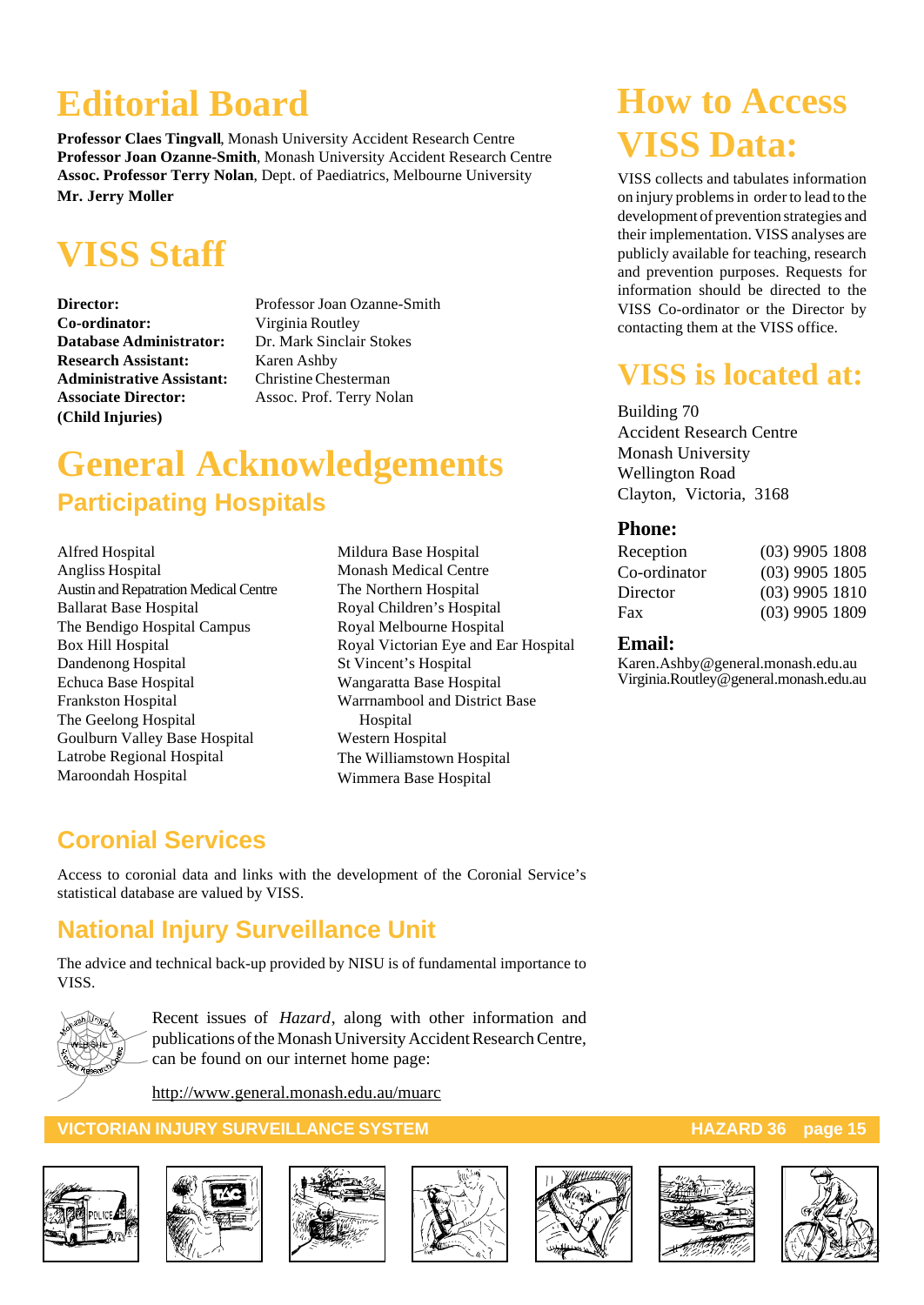# Editorial Board

**Professor Claes Tingvall**, Monash University Accident Research Centre
**Professor Joan Ozanne-Smith**, Monash University Accident Research Centre
**Assoc. Professor Terry Nolan**, Dept. of Paediatrics, Melbourne University
**Mr. Jerry Moller**

# VISS Staff

| | |
|---|---|
| **Director:** | Professor Joan Ozanne-Smith |
| **Co-ordinator:** | Virginia Routley |
| **Database Administrator:** | Dr. Mark Sinclair Stokes |
| **Research Assistant:** | Karen Ashby |
| **Administrative Assistant:** | Christine Chesterman |
| **Associate Director: (Child Injuries)** | Assoc. Prof. Terry Nolan |

# General Acknowledgements

## Participating Hospitals

Alfred Hospital
Angliss Hospital
Austin and Repatration Medical Centre
Ballarat Base Hospital
The Bendigo Hospital Campus
Box Hill Hospital
Dandenong Hospital
Echuca Base Hospital
Frankston Hospital
The Geelong Hospital
Goulburn Valley Base Hospital
Latrobe Regional Hospital
Maroondah Hospital
Mildura Base Hospital
Monash Medical Centre
The Northern Hospital
Royal Children's Hospital
Royal Melbourne Hospital
Royal Victorian Eye and Ear Hospital
St Vincent's Hospital
Wangaratta Base Hospital
Warrnambool and District Base Hospital
Western Hospital
The Williamstown Hospital
Wimmera Base Hospital

## Coronial Services

Access to coronial data and links with the development of the Coronial Service's statistical database are valued by VISS.

## National Injury Surveillance Unit

The advice and technical back-up provided by NISU is of fundamental importance to VISS.

Recent issues of *Hazard*, along with other information and publications of the Monash University Accident Research Centre, can be found on our internet home page:

http://www.general.monash.edu.au/muarc

# How to Access VISS Data:

VISS collects and tabulates information on injury problems in order to lead to the development of prevention strategies and their implementation. VISS analyses are publicly available for teaching, research and prevention purposes. Requests for information should be directed to the VISS Co-ordinator or the Director by contacting them at the VISS office.

# VISS is located at:

Building 70
Accident Research Centre
Monash University
Wellington Road
Clayton, Victoria, 3168

### Phone:

| | |
|---|---|
| Reception | (03) 9905 1808 |
| Co-ordinator | (03) 9905 1805 |
| Director | (03) 9905 1810 |
| Fax | (03) 9905 1809 |

### Email:

Karen.Ashby@general.monash.edu.au
Virginia.Routley@general.monash.edu.au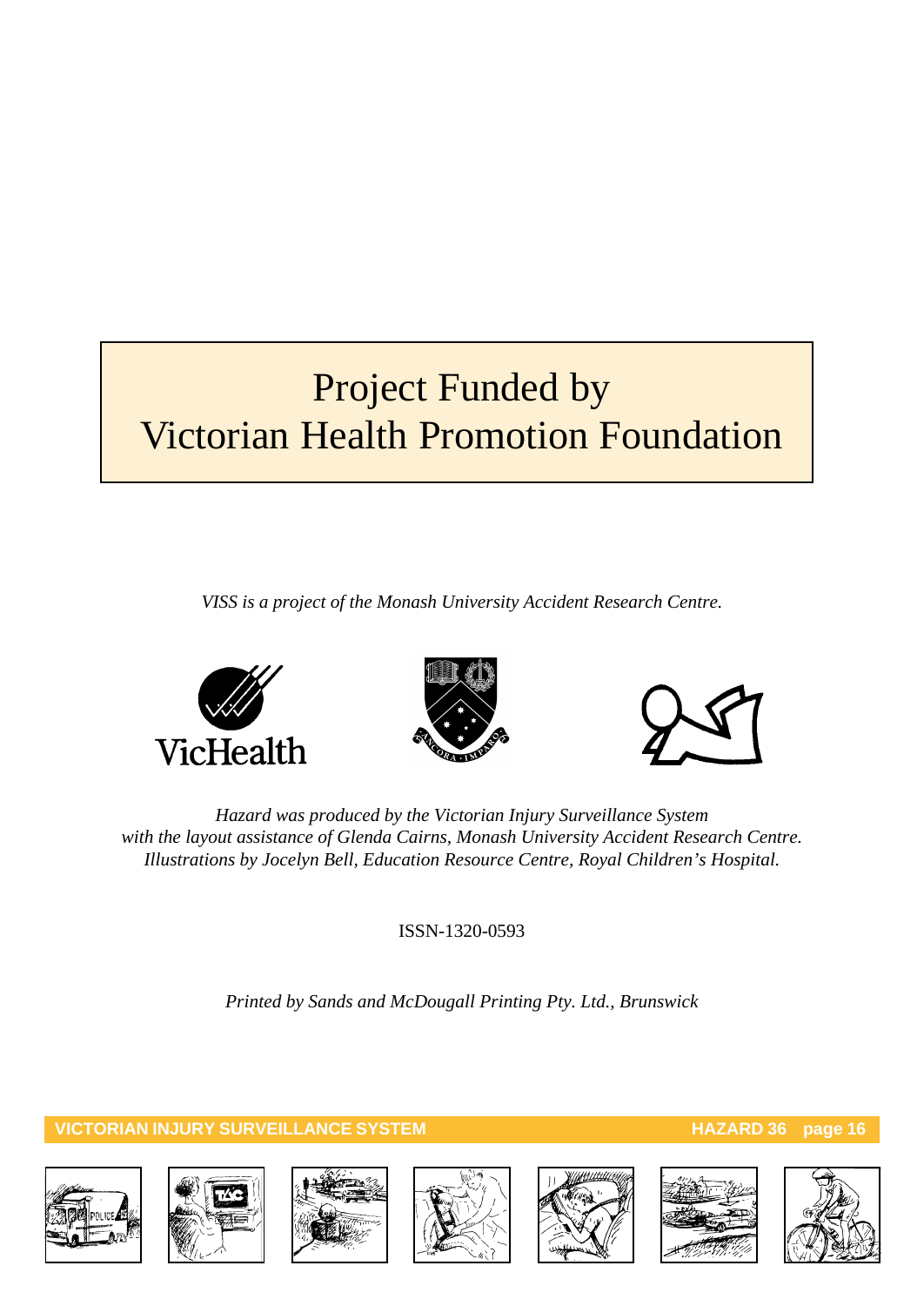# Project Funded by Victorian Health Promotion Foundation

*VISS is a project of the Monash University Accident Research Centre.*

VicHealth

ANCORA · IMPARO

*Hazard was produced by the Victorian Injury Surveillance System with the layout assistance of Glenda Cairns, Monash University Accident Research Centre. Illustrations by Jocelyn Bell, Education Resource Centre, Royal Children's Hospital.*

ISSN-1320-0593

*Printed by Sands and McDougall Printing Pty. Ltd., Brunswick*